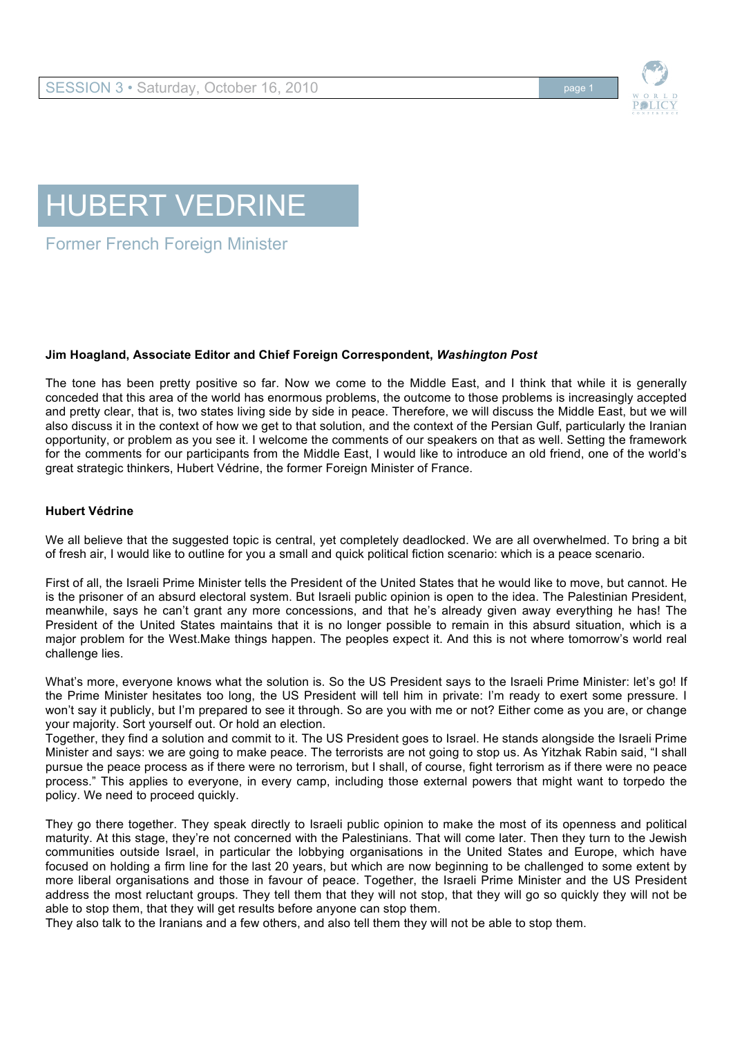# HUBERT VEDRINE

Former French Foreign Minister

**Jim Hoagland, Associate Editor and Chief Foreign Correspondent, *Washington Post***

The tone has been pretty positive so far. Now we come to the Middle East, and I think that while it is generally conceded that this area of the world has enormous problems, the outcome to those problems is increasingly accepted and pretty clear, that is, two states living side by side in peace. Therefore, we will discuss the Middle East, but we will also discuss it in the context of how we get to that solution, and the context of the Persian Gulf, particularly the Iranian opportunity, or problem as you see it. I welcome the comments of our speakers on that as well. Setting the framework for the comments for our participants from the Middle East, I would like to introduce an old friend, one of the world's great strategic thinkers, Hubert Védrine, the former Foreign Minister of France.

**Hubert Védrine**

We all believe that the suggested topic is central, yet completely deadlocked. We are all overwhelmed. To bring a bit of fresh air, I would like to outline for you a small and quick political fiction scenario: which is a peace scenario.

First of all, the Israeli Prime Minister tells the President of the United States that he would like to move, but cannot. He is the prisoner of an absurd electoral system. But Israeli public opinion is open to the idea. The Palestinian President, meanwhile, says he can't grant any more concessions, and that he's already given away everything he has! The President of the United States maintains that it is no longer possible to remain in this absurd situation, which is a major problem for the West.Make things happen. The peoples expect it. And this is not where tomorrow's world real challenge lies.

What's more, everyone knows what the solution is. So the US President says to the Israeli Prime Minister: let's go! If the Prime Minister hesitates too long, the US President will tell him in private: I'm ready to exert some pressure. I won't say it publicly, but I'm prepared to see it through. So are you with me or not? Either come as you are, or change your majority. Sort yourself out. Or hold an election.

Together, they find a solution and commit to it. The US President goes to Israel. He stands alongside the Israeli Prime Minister and says: we are going to make peace. The terrorists are not going to stop us. As Yitzhak Rabin said, "I shall pursue the peace process as if there were no terrorism, but I shall, of course, fight terrorism as if there were no peace process." This applies to everyone, in every camp, including those external powers that might want to torpedo the policy. We need to proceed quickly.

They go there together. They speak directly to Israeli public opinion to make the most of its openness and political maturity. At this stage, they're not concerned with the Palestinians. That will come later. Then they turn to the Jewish communities outside Israel, in particular the lobbying organisations in the United States and Europe, which have focused on holding a firm line for the last 20 years, but which are now beginning to be challenged to some extent by more liberal organisations and those in favour of peace. Together, the Israeli Prime Minister and the US President address the most reluctant groups. They tell them that they will not stop, that they will go so quickly they will not be able to stop them, that they will get results before anyone can stop them.

They also talk to the Iranians and a few others, and also tell them they will not be able to stop them.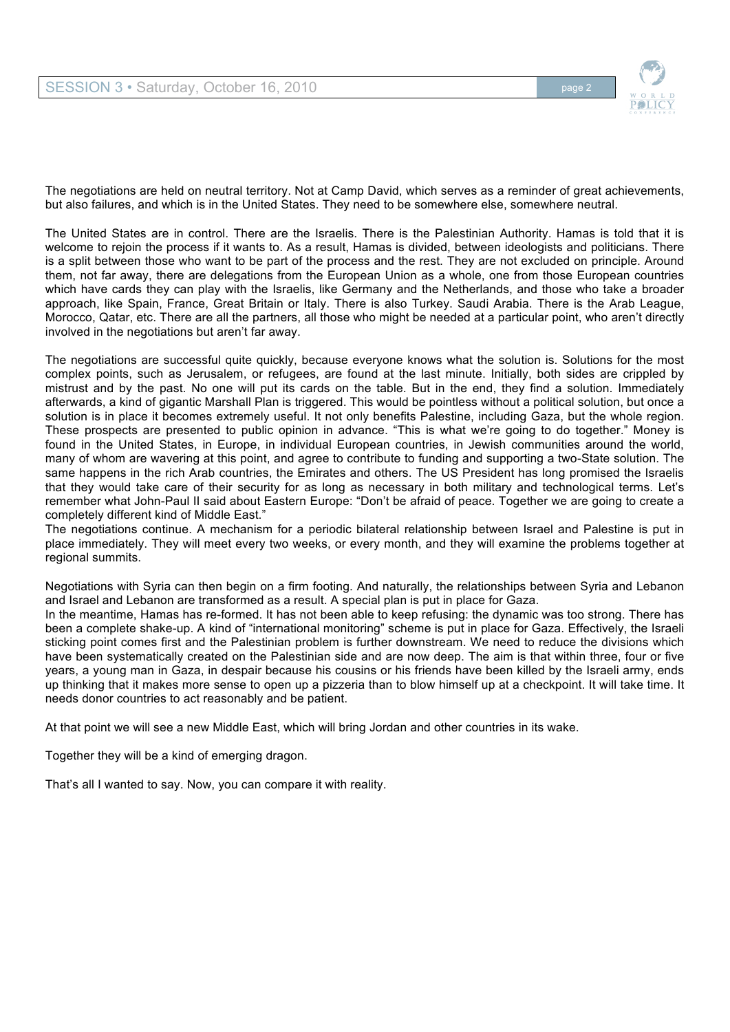The negotiations are held on neutral territory. Not at Camp David, which serves as a reminder of great achievements, but also failures, and which is in the United States. They need to be somewhere else, somewhere neutral.

The United States are in control. There are the Israelis. There is the Palestinian Authority. Hamas is told that it is welcome to rejoin the process if it wants to. As a result, Hamas is divided, between ideologists and politicians. There is a split between those who want to be part of the process and the rest. They are not excluded on principle. Around them, not far away, there are delegations from the European Union as a whole, one from those European countries which have cards they can play with the Israelis, like Germany and the Netherlands, and those who take a broader approach, like Spain, France, Great Britain or Italy. There is also Turkey. Saudi Arabia. There is the Arab League, Morocco, Qatar, etc. There are all the partners, all those who might be needed at a particular point, who aren't directly involved in the negotiations but aren't far away.

The negotiations are successful quite quickly, because everyone knows what the solution is. Solutions for the most complex points, such as Jerusalem, or refugees, are found at the last minute. Initially, both sides are crippled by mistrust and by the past. No one will put its cards on the table. But in the end, they find a solution. Immediately afterwards, a kind of gigantic Marshall Plan is triggered. This would be pointless without a political solution, but once a solution is in place it becomes extremely useful. It not only benefits Palestine, including Gaza, but the whole region. These prospects are presented to public opinion in advance. "This is what we're going to do together." Money is found in the United States, in Europe, in individual European countries, in Jewish communities around the world, many of whom are wavering at this point, and agree to contribute to funding and supporting a two-State solution. The same happens in the rich Arab countries, the Emirates and others. The US President has long promised the Israelis that they would take care of their security for as long as necessary in both military and technological terms. Let's remember what John-Paul II said about Eastern Europe: "Don't be afraid of peace. Together we are going to create a completely different kind of Middle East."

The negotiations continue. A mechanism for a periodic bilateral relationship between Israel and Palestine is put in place immediately. They will meet every two weeks, or every month, and they will examine the problems together at regional summits.

Negotiations with Syria can then begin on a firm footing. And naturally, the relationships between Syria and Lebanon and Israel and Lebanon are transformed as a result. A special plan is put in place for Gaza.

In the meantime, Hamas has re-formed. It has not been able to keep refusing: the dynamic was too strong. There has been a complete shake-up. A kind of "international monitoring" scheme is put in place for Gaza. Effectively, the Israeli sticking point comes first and the Palestinian problem is further downstream. We need to reduce the divisions which have been systematically created on the Palestinian side and are now deep. The aim is that within three, four or five years, a young man in Gaza, in despair because his cousins or his friends have been killed by the Israeli army, ends up thinking that it makes more sense to open up a pizzeria than to blow himself up at a checkpoint. It will take time. It needs donor countries to act reasonably and be patient.

At that point we will see a new Middle East, which will bring Jordan and other countries in its wake.

Together they will be a kind of emerging dragon.

That's all I wanted to say. Now, you can compare it with reality.